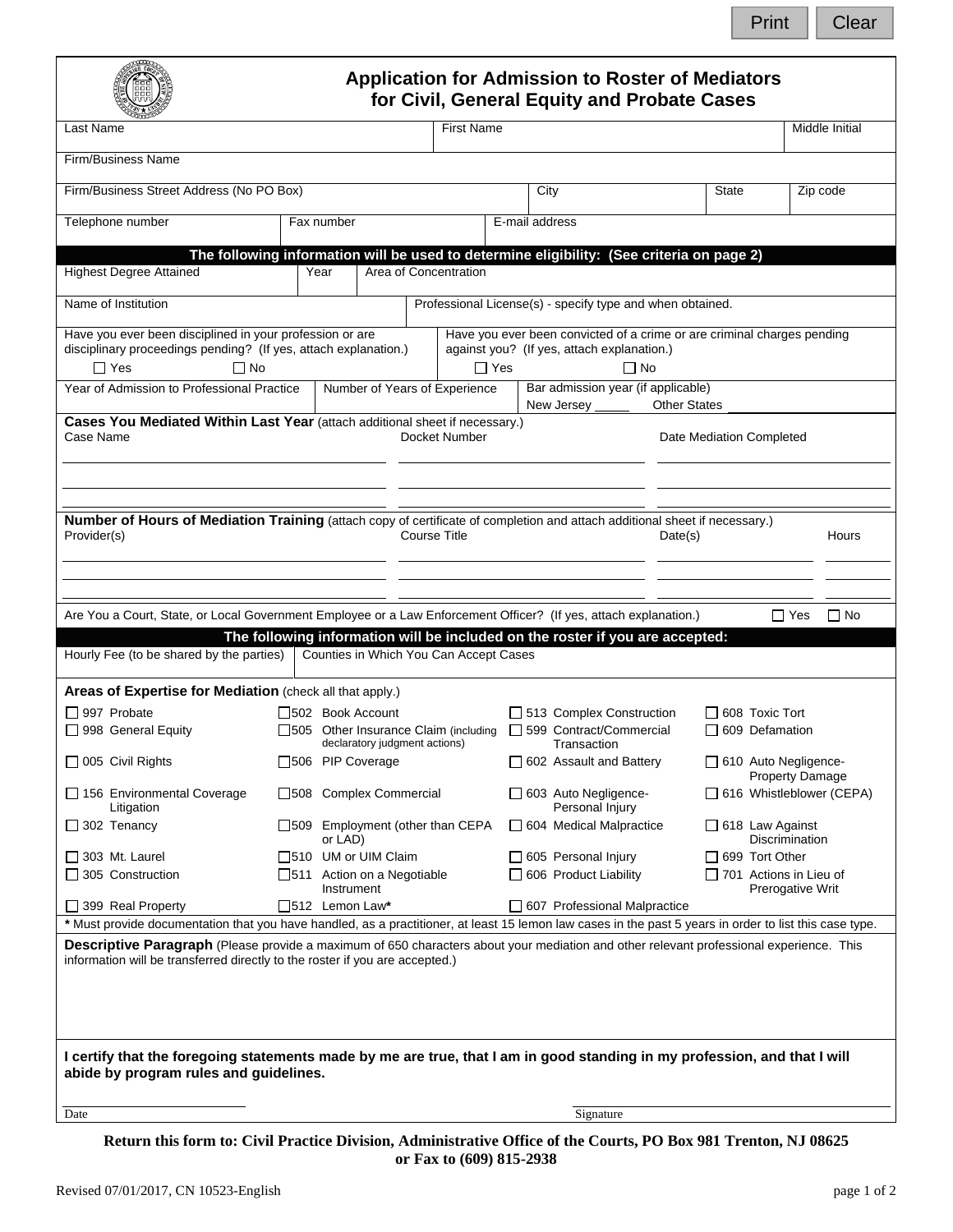# Application for Admission to Roster of Mediators for Civil, General Equity and Probate Cases

| Last Name | First Name | Middle Initial |
|---|---|---|
| | | |

| Firm/Business Name |
|---|
| |

| Firm/Business Street Address (No PO Box) | City | State | Zip code |
|---|---|---|---|
| | | | |

| Telephone number | Fax number | E-mail address |
|---|---|---|
| | | |

**The following information will be used to determine eligibility: (See criteria on page 2)**

| Highest Degree Attained | Year | Area of Concentration |
|---|---|---|
| | | |

| Name of Institution | Professional License(s) - specify type and when obtained. |
|---|---|
| | |

| Have you ever been disciplined in your profession or are disciplinary proceedings pending? (If yes, attach explanation.) | Have you ever been convicted of a crime or are criminal charges pending against you? (If yes, attach explanation.) |
|---|---|
| ☐ Yes ☐ No | ☐ Yes ☐ No |

| Year of Admission to Professional Practice | Number of Years of Experience | Bar admission year (if applicable) |
|---|---|---|
| | | New Jersey _____ Other States _____ |

**Cases You Mediated Within Last Year** (attach additional sheet if necessary.)

| Case Name | Docket Number | Date Mediation Completed |
|---|---|---|
| | | |
| | | |

**Number of Hours of Mediation Training** (attach copy of certificate of completion and attach additional sheet if necessary.)

| Provider(s) | Course Title | Date(s) | Hours |
|---|---|---|---|
| | | | |
| | | | |

Are You a Court, State, or Local Government Employee or a Law Enforcement Officer? (If yes, attach explanation.) ☐ Yes ☐ No

**The following information will be included on the roster if you are accepted:**

| Hourly Fee (to be shared by the parties) | Counties in Which You Can Accept Cases |
|---|---|
| | |

**Areas of Expertise for Mediation** (check all that apply.)

| | | | |
|---|---|---|---|
| ☐ 997 Probate | ☐ 502 Book Account | ☐ 513 Complex Construction | ☐ 608 Toxic Tort |
| ☐ 998 General Equity | ☐ 505 Other Insurance Claim (including declaratory judgment actions) | ☐ 599 Contract/Commercial Transaction | ☐ 609 Defamation |
| ☐ 005 Civil Rights | ☐ 506 PIP Coverage | ☐ 602 Assault and Battery | ☐ 610 Auto Negligence-Property Damage |
| ☐ 156 Environmental Coverage Litigation | ☐ 508 Complex Commercial | ☐ 603 Auto Negligence-Personal Injury | ☐ 616 Whistleblower (CEPA) |
| ☐ 302 Tenancy | ☐ 509 Employment (other than CEPA or LAD) | ☐ 604 Medical Malpractice | ☐ 618 Law Against Discrimination |
| ☐ 303 Mt. Laurel | ☐ 510 UM or UIM Claim | ☐ 605 Personal Injury | ☐ 699 Tort Other |
| ☐ 305 Construction | ☐ 511 Action on a Negotiable Instrument | ☐ 606 Product Liability | ☐ 701 Actions in Lieu of Prerogative Writ |
| ☐ 399 Real Property | ☐ 512 Lemon Law* | ☐ 607 Professional Malpractice | |

\* Must provide documentation that you have handled, as a practitioner, at least 15 lemon law cases in the past 5 years in order to list this case type.

**Descriptive Paragraph** (Please provide a maximum of 650 characters about your mediation and other relevant professional experience. This information will be transferred directly to the roster if you are accepted.)

**I certify that the foregoing statements made by me are true, that I am in good standing in my profession, and that I will abide by program rules and guidelines.**

Date ____________________ Signature ____________________

**Return this form to: Civil Practice Division, Administrative Office of the Courts, PO Box 981 Trenton, NJ 08625 or Fax to (609) 815-2938**

Revised 07/01/2017, CN 10523-English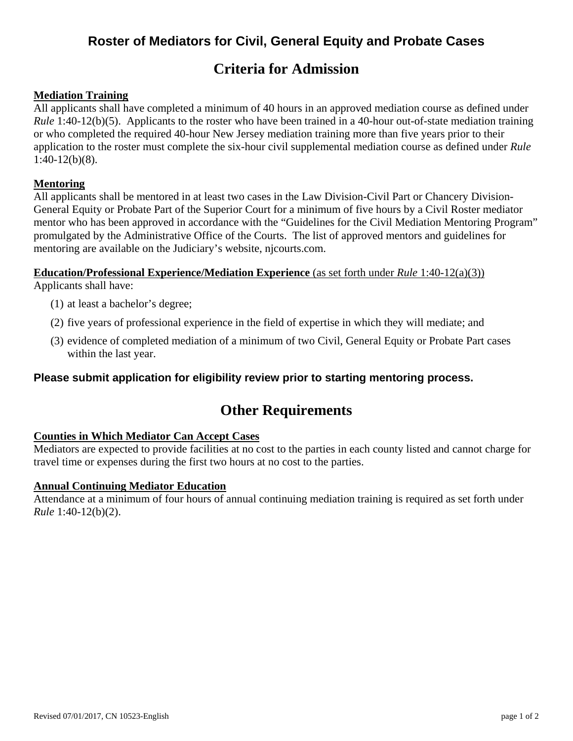# Roster of Mediators for Civil, General Equity and Probate Cases

## Criteria for Admission

**Mediation Training**

All applicants shall have completed a minimum of 40 hours in an approved mediation course as defined under *Rule* 1:40-12(b)(5). Applicants to the roster who have been trained in a 40-hour out-of-state mediation training or who completed the required 40-hour New Jersey mediation training more than five years prior to their application to the roster must complete the six-hour civil supplemental mediation course as defined under *Rule* 1:40-12(b)(8).

**Mentoring**

All applicants shall be mentored in at least two cases in the Law Division-Civil Part or Chancery Division-General Equity or Probate Part of the Superior Court for a minimum of five hours by a Civil Roster mediator mentor who has been approved in accordance with the "Guidelines for the Civil Mediation Mentoring Program" promulgated by the Administrative Office of the Courts. The list of approved mentors and guidelines for mentoring are available on the Judiciary's website, njcourts.com.

**Education/Professional Experience/Mediation Experience** (as set forth under *Rule* 1:40-12(a)(3))

Applicants shall have:

(1) at least a bachelor's degree;

(2) five years of professional experience in the field of expertise in which they will mediate; and

(3) evidence of completed mediation of a minimum of two Civil, General Equity or Probate Part cases within the last year.

**Please submit application for eligibility review prior to starting mentoring process.**

## Other Requirements

**Counties in Which Mediator Can Accept Cases**

Mediators are expected to provide facilities at no cost to the parties in each county listed and cannot charge for travel time or expenses during the first two hours at no cost to the parties.

**Annual Continuing Mediator Education**

Attendance at a minimum of four hours of annual continuing mediation training is required as set forth under *Rule* 1:40-12(b)(2).

Revised 07/01/2017, CN 10523-English